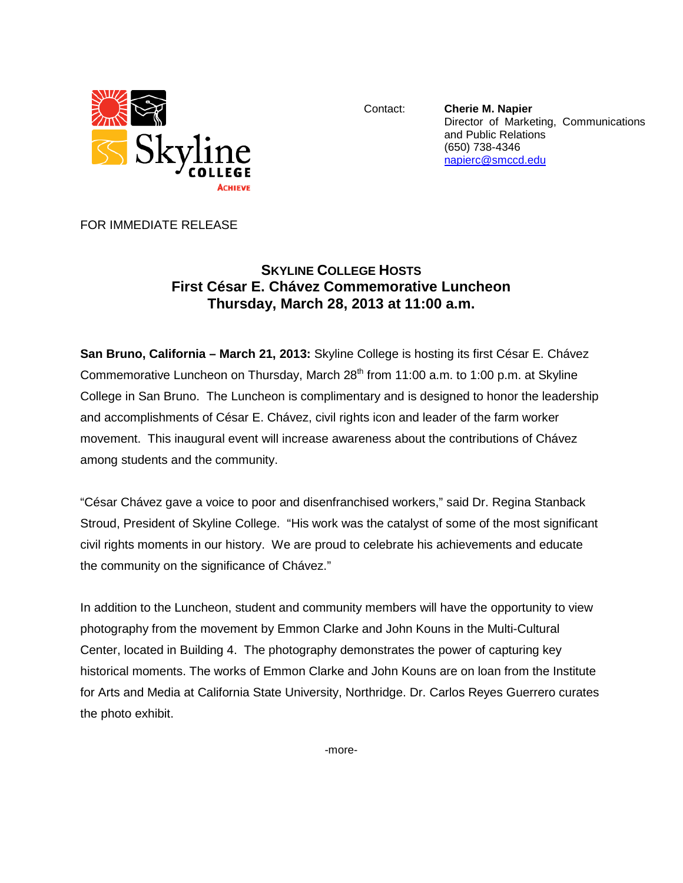Skyline College
ACHIEVE

Contact: **Cherie M. Napier**
Director of Marketing, Communications and Public Relations
(650) 738-4346
napierc@smccd.edu

FOR IMMEDIATE RELEASE

## SKYLINE COLLEGE HOSTS
## First César E. Chávez Commemorative Luncheon
## Thursday, March 28, 2013 at 11:00 a.m.

**San Bruno, California – March 21, 2013:** Skyline College is hosting its first César E. Chávez Commemorative Luncheon on Thursday, March 28th from 11:00 a.m. to 1:00 p.m. at Skyline College in San Bruno. The Luncheon is complimentary and is designed to honor the leadership and accomplishments of César E. Chávez, civil rights icon and leader of the farm worker movement. This inaugural event will increase awareness about the contributions of Chávez among students and the community.

"César Chávez gave a voice to poor and disenfranchised workers," said Dr. Regina Stanback Stroud, President of Skyline College. "His work was the catalyst of some of the most significant civil rights moments in our history. We are proud to celebrate his achievements and educate the community on the significance of Chávez."

In addition to the Luncheon, student and community members will have the opportunity to view photography from the movement by Emmon Clarke and John Kouns in the Multi-Cultural Center, located in Building 4. The photography demonstrates the power of capturing key historical moments. The works of Emmon Clarke and John Kouns are on loan from the Institute for Arts and Media at California State University, Northridge. Dr. Carlos Reyes Guerrero curates the photo exhibit.

-more-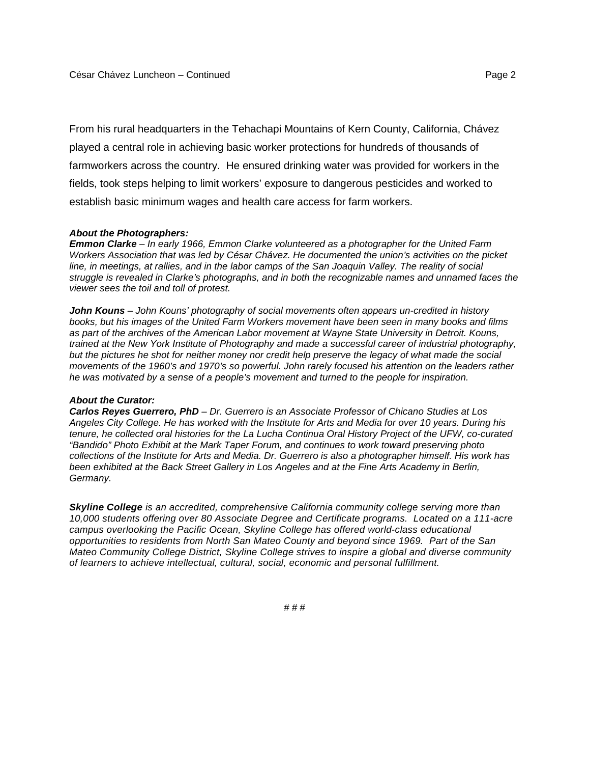From his rural headquarters in the Tehachapi Mountains of Kern County, California, Chávez played a central role in achieving basic worker protections for hundreds of thousands of farmworkers across the country. He ensured drinking water was provided for workers in the fields, took steps helping to limit workers' exposure to dangerous pesticides and worked to establish basic minimum wages and health care access for farm workers.

***About the Photographers:***
***Emmon Clarke*** *– In early 1966, Emmon Clarke volunteered as a photographer for the United Farm Workers Association that was led by César Chávez. He documented the union's activities on the picket line, in meetings, at rallies, and in the labor camps of the San Joaquin Valley. The reality of social struggle is revealed in Clarke's photographs, and in both the recognizable names and unnamed faces the viewer sees the toil and toll of protest.*

***John Kouns*** *– John Kouns' photography of social movements often appears un-credited in history books, but his images of the United Farm Workers movement have been seen in many books and films as part of the archives of the American Labor movement at Wayne State University in Detroit. Kouns, trained at the New York Institute of Photography and made a successful career of industrial photography, but the pictures he shot for neither money nor credit help preserve the legacy of what made the social movements of the 1960's and 1970's so powerful. John rarely focused his attention on the leaders rather he was motivated by a sense of a people's movement and turned to the people for inspiration.*

***About the Curator:***
***Carlos Reyes Guerrero, PhD*** *– Dr. Guerrero is an Associate Professor of Chicano Studies at Los Angeles City College. He has worked with the Institute for Arts and Media for over 10 years. During his tenure, he collected oral histories for the La Lucha Continua Oral History Project of the UFW, co-curated "Bandido" Photo Exhibit at the Mark Taper Forum, and continues to work toward preserving photo collections of the Institute for Arts and Media. Dr. Guerrero is also a photographer himself. His work has been exhibited at the Back Street Gallery in Los Angeles and at the Fine Arts Academy in Berlin, Germany.*

***Skyline College*** *is an accredited, comprehensive California community college serving more than 10,000 students offering over 80 Associate Degree and Certificate programs. Located on a 111-acre campus overlooking the Pacific Ocean, Skyline College has offered world-class educational opportunities to residents from North San Mateo County and beyond since 1969. Part of the San Mateo Community College District, Skyline College strives to inspire a global and diverse community of learners to achieve intellectual, cultural, social, economic and personal fulfillment.*

# # #